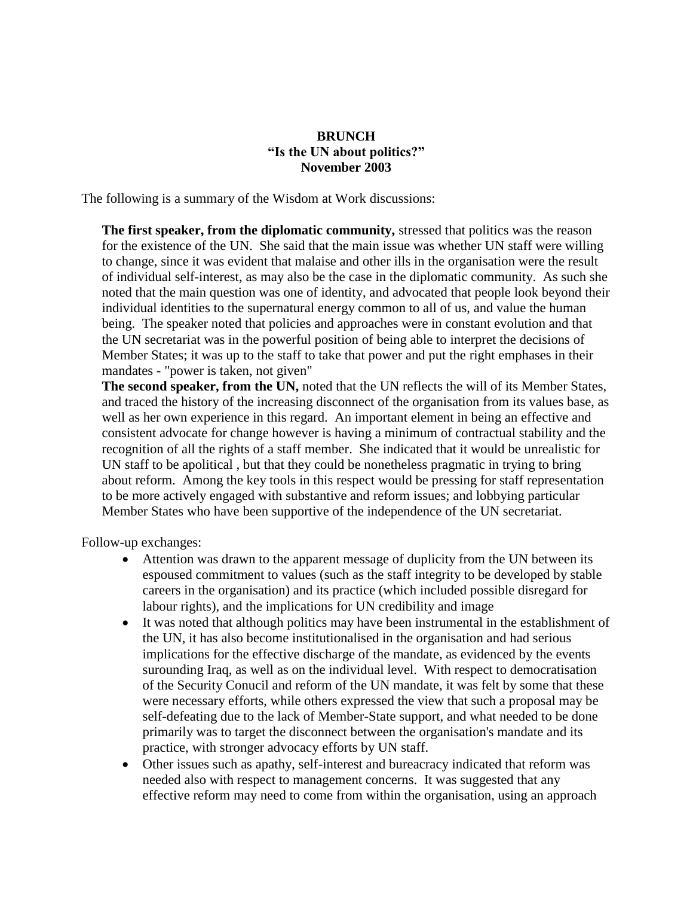**BRUNCH**
**"Is the UN about politics?"**
**November 2003**

The following is a summary of the Wisdom at Work discussions:

**The first speaker, from the diplomatic community,** stressed that politics was the reason for the existence of the UN. She said that the main issue was whether UN staff were willing to change, since it was evident that malaise and other ills in the organisation were the result of individual self-interest, as may also be the case in the diplomatic community. As such she noted that the main question was one of identity, and advocated that people look beyond their individual identities to the supernatural energy common to all of us, and value the human being. The speaker noted that policies and approaches were in constant evolution and that the UN secretariat was in the powerful position of being able to interpret the decisions of Member States; it was up to the staff to take that power and put the right emphases in their mandates - "power is taken, not given"

**The second speaker, from the UN,** noted that the UN reflects the will of its Member States, and traced the history of the increasing disconnect of the organisation from its values base, as well as her own experience in this regard. An important element in being an effective and consistent advocate for change however is having a minimum of contractual stability and the recognition of all the rights of a staff member. She indicated that it would be unrealistic for UN staff to be apolitical , but that they could be nonetheless pragmatic in trying to bring about reform. Among the key tools in this respect would be pressing for staff representation to be more actively engaged with substantive and reform issues; and lobbying particular Member States who have been supportive of the independence of the UN secretariat.

Follow-up exchanges:

- Attention was drawn to the apparent message of duplicity from the UN between its espoused commitment to values (such as the staff integrity to be developed by stable careers in the organisation) and its practice (which included possible disregard for labour rights), and the implications for UN credibility and image
- It was noted that although politics may have been instrumental in the establishment of the UN, it has also become institutionalised in the organisation and had serious implications for the effective discharge of the mandate, as evidenced by the events surounding Iraq, as well as on the individual level. With respect to democratisation of the Security Conucil and reform of the UN mandate, it was felt by some that these were necessary efforts, while others expressed the view that such a proposal may be self-defeating due to the lack of Member-State support, and what needed to be done primarily was to target the disconnect between the organisation's mandate and its practice, with stronger advocacy efforts by UN staff.
- Other issues such as apathy, self-interest and bureacracy indicated that reform was needed also with respect to management concerns. It was suggested that any effective reform may need to come from within the organisation, using an approach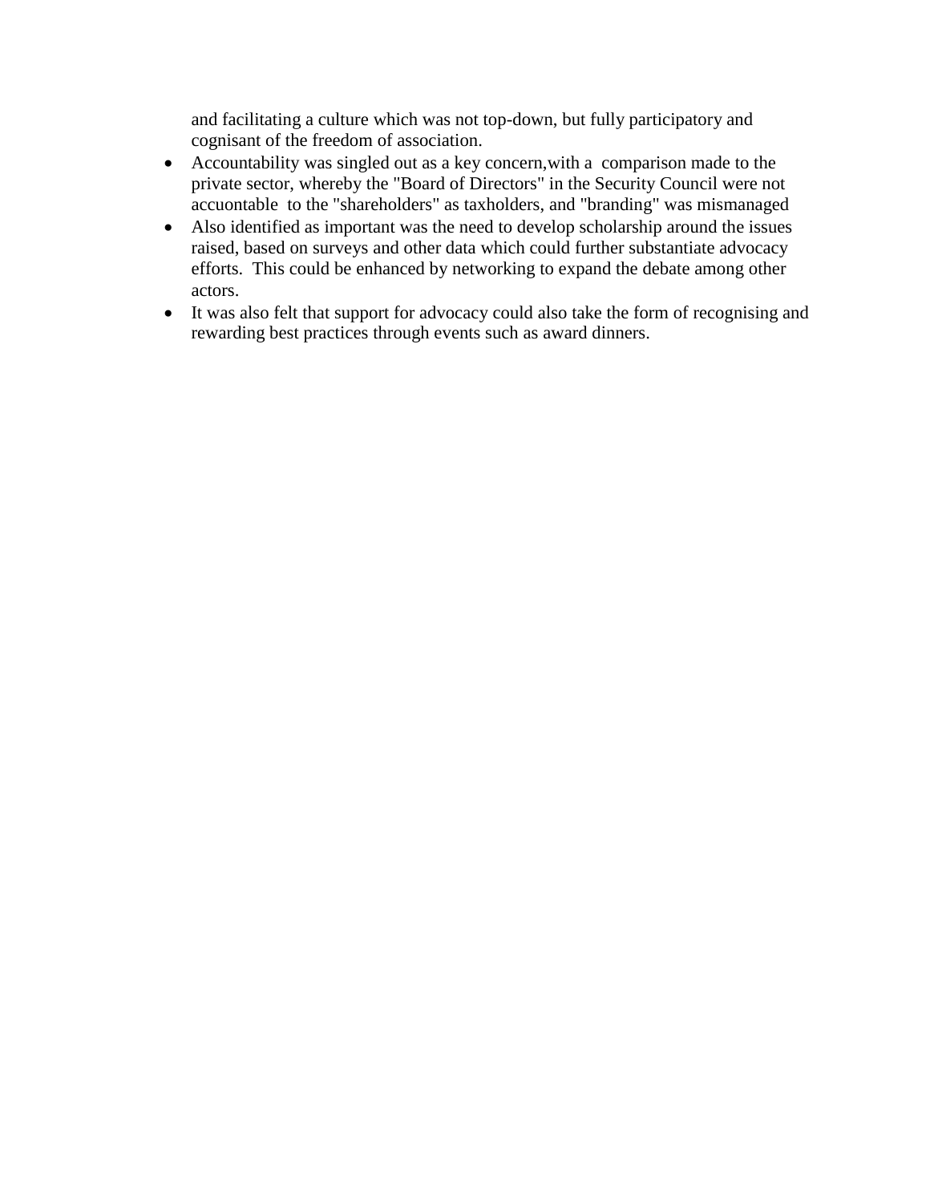and facilitating a culture which was not top-down, but fully participatory and cognisant of the freedom of association.

- Accountability was singled out as a key concern,with a  comparison made to the private sector, whereby the "Board of Directors" in the Security Council were not accuontable  to the "shareholders" as taxholders, and "branding" was mismanaged
- Also identified as important was the need to develop scholarship around the issues raised, based on surveys and other data which could further substantiate advocacy efforts.  This could be enhanced by networking to expand the debate among other actors.
- It was also felt that support for advocacy could also take the form of recognising and rewarding best practices through events such as award dinners.